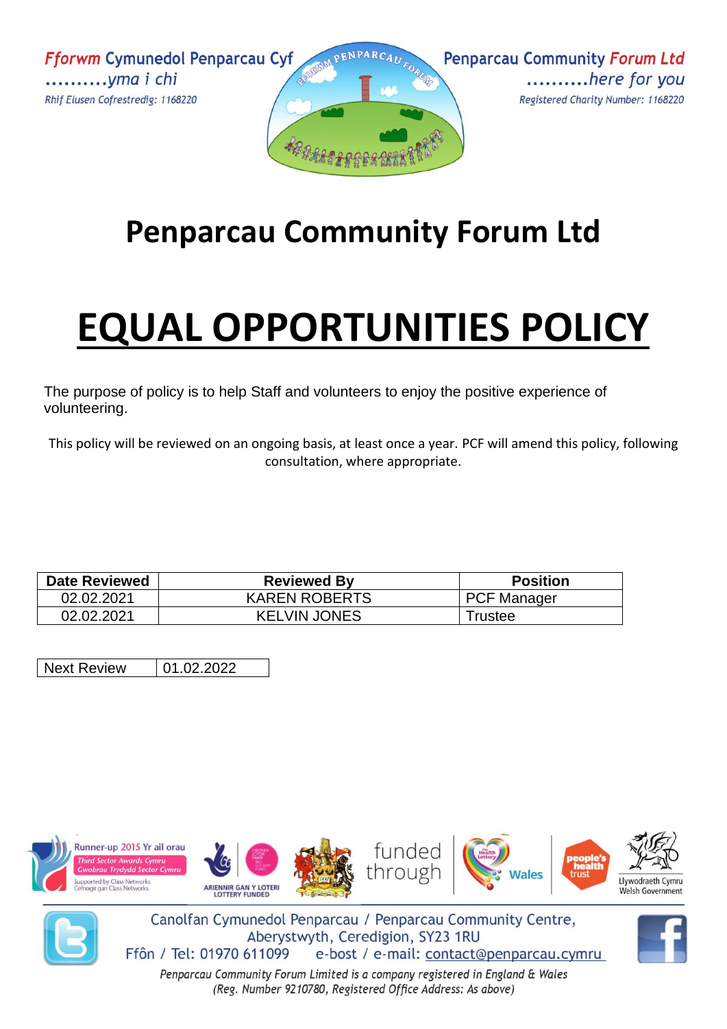Fforwm Cymunedol Penparcau Cyf
..........yma i chi
Rhif Elusen Cofrestredig: 1168220

Penparcau Community Forum Ltd
..........here for you
Registered Charity Number: 1168220

# Penparcau Community Forum Ltd

# EQUAL OPPORTUNITIES POLICY

The purpose of policy is to help Staff and volunteers to enjoy the positive experience of volunteering.

This policy will be reviewed on an ongoing basis, at least once a year. PCF will amend this policy, following consultation, where appropriate.

| Date Reviewed | Reviewed By | Position |
|---|---|---|
| 02.02.2021 | KAREN ROBERTS | PCF Manager |
| 02.02.2021 | KELVIN JONES | Trustee |

| Next Review | 01.02.2022 |
|---|---|

Canolfan Cymunedol Penparcau / Penparcau Community Centre,
Aberystwyth, Ceredigion, SY23 1RU
Ffôn / Tel: 01970 611099 e-bost / e-mail: contact@penparcau.cymru

*Penparcau Community Forum Limited is a company registered in England & Wales*
*(Reg. Number 9210780, Registered Office Address: As above)*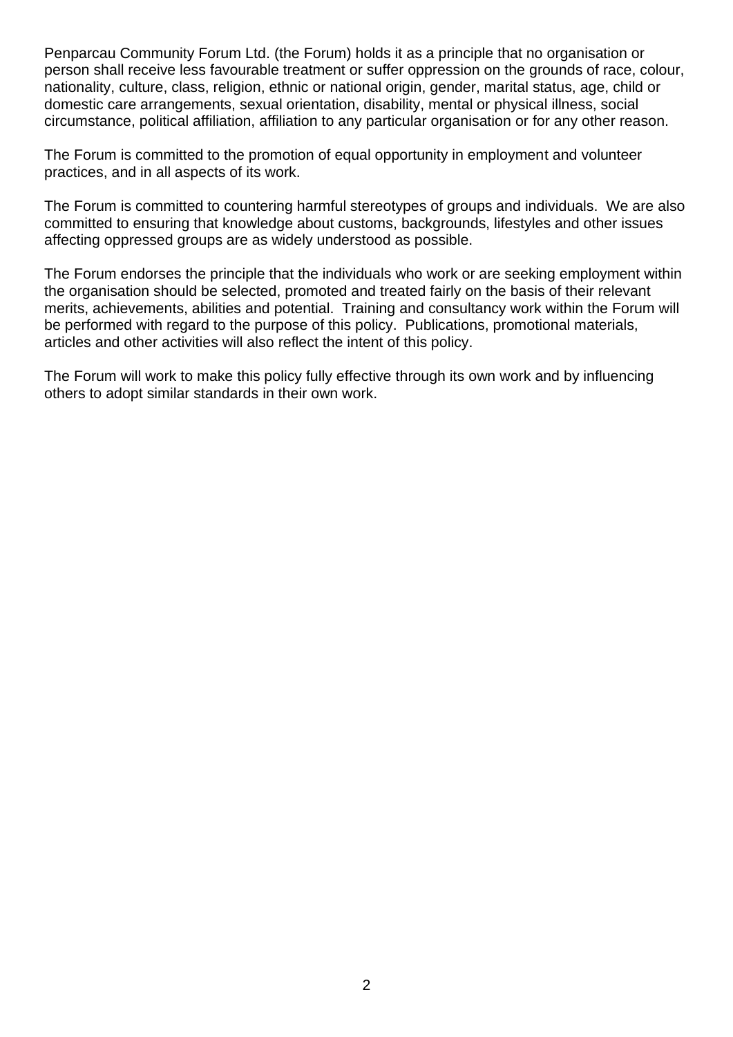Penparcau Community Forum Ltd. (the Forum) holds it as a principle that no organisation or person shall receive less favourable treatment or suffer oppression on the grounds of race, colour, nationality, culture, class, religion, ethnic or national origin, gender, marital status, age, child or domestic care arrangements, sexual orientation, disability, mental or physical illness, social circumstance, political affiliation, affiliation to any particular organisation or for any other reason.

The Forum is committed to the promotion of equal opportunity in employment and volunteer practices, and in all aspects of its work.

The Forum is committed to countering harmful stereotypes of groups and individuals. We are also committed to ensuring that knowledge about customs, backgrounds, lifestyles and other issues affecting oppressed groups are as widely understood as possible.

The Forum endorses the principle that the individuals who work or are seeking employment within the organisation should be selected, promoted and treated fairly on the basis of their relevant merits, achievements, abilities and potential. Training and consultancy work within the Forum will be performed with regard to the purpose of this policy. Publications, promotional materials, articles and other activities will also reflect the intent of this policy.

The Forum will work to make this policy fully effective through its own work and by influencing others to adopt similar standards in their own work.